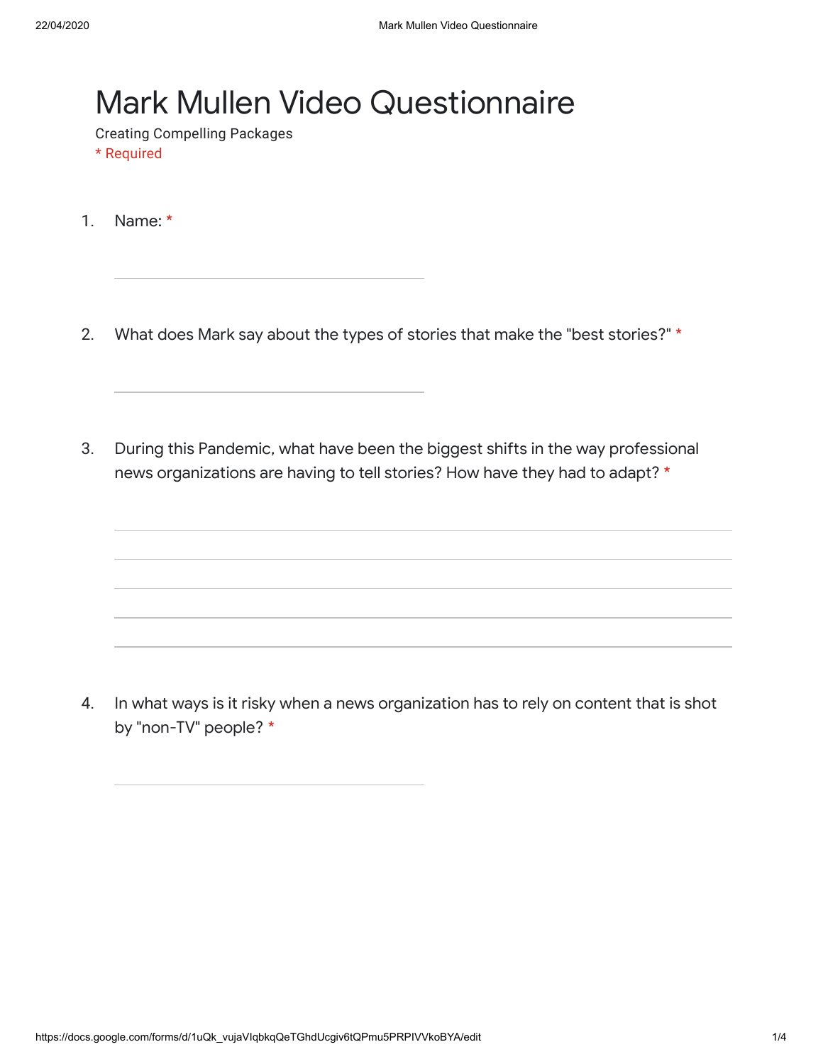# Mark Mullen Video Questionnaire

Creating Compelling Packages

* Required

1. Name: *

2. What does Mark say about the types of stories that make the "best stories?" *

3. During this Pandemic, what have been the biggest shifts in the way professional news organizations are having to tell stories? How have they had to adapt? *

4. In what ways is it risky when a news organization has to rely on content that is shot by "non-TV" people? *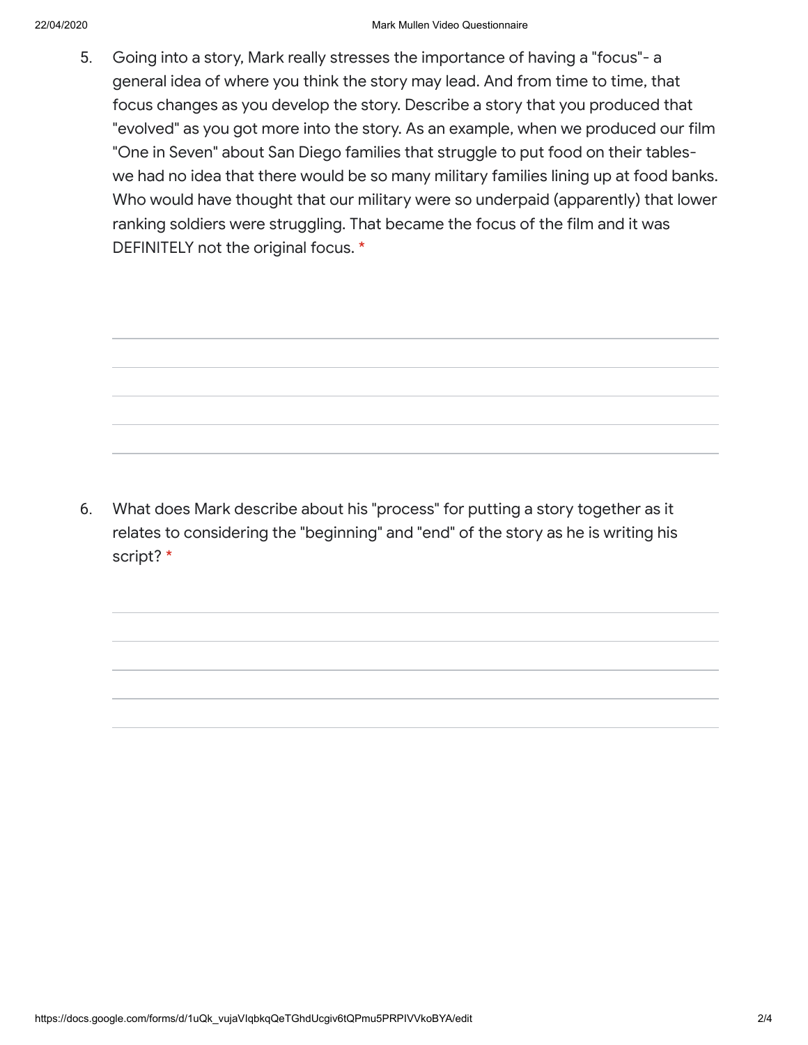5. Going into a story, Mark really stresses the importance of having a "focus"- a general idea of where you think the story may lead. And from time to time, that focus changes as you develop the story. Describe a story that you produced that "evolved" as you got more into the story. As an example, when we produced our film "One in Seven" about San Diego families that struggle to put food on their tables- we had no idea that there would be so many military families lining up at food banks. Who would have thought that our military were so underpaid (apparently) that lower ranking soldiers were struggling. That became the focus of the film and it was DEFINITELY not the original focus. *

6. What does Mark describe about his "process" for putting a story together as it relates to considering the "beginning" and "end" of the story as he is writing his script? *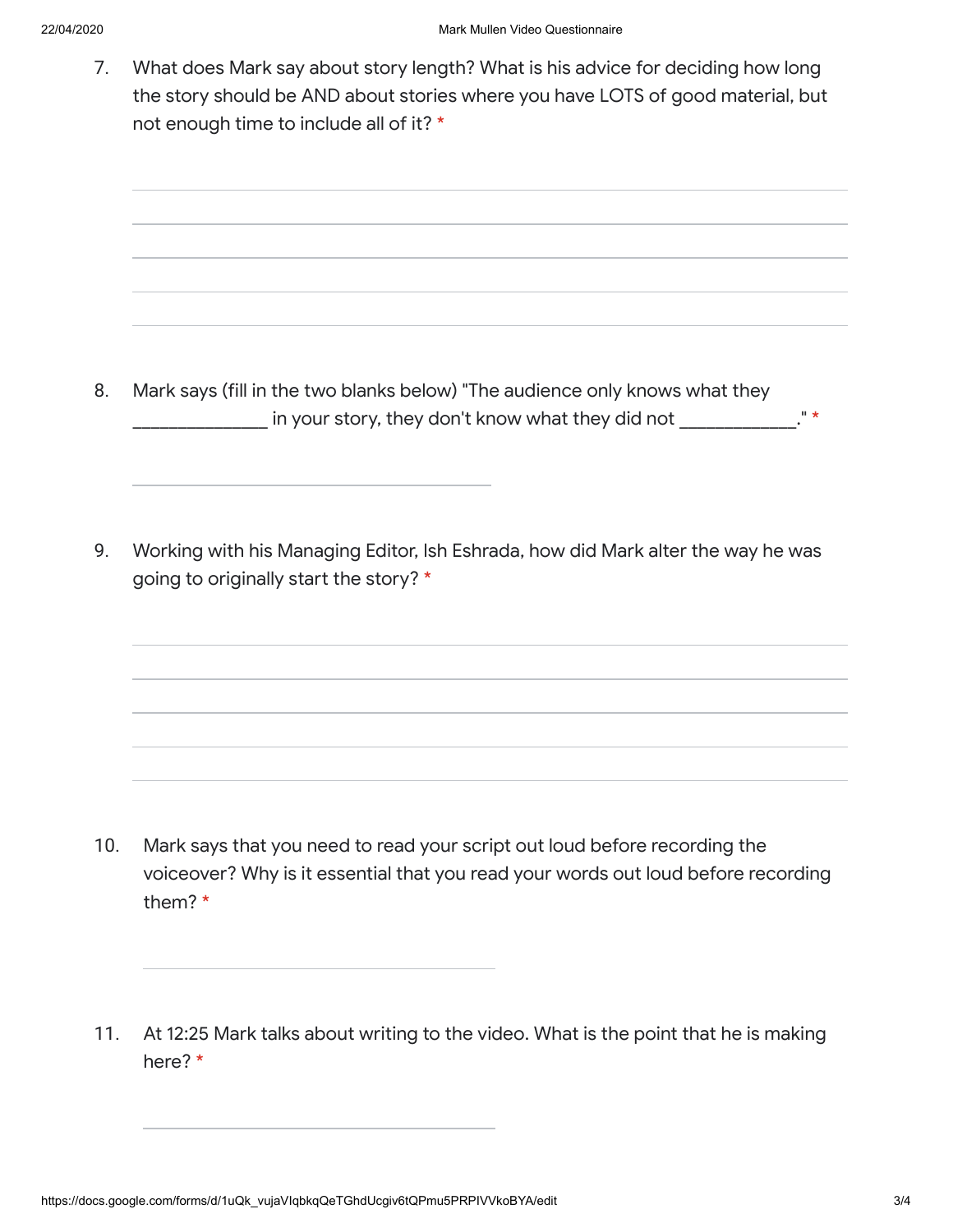7. What does Mark say about story length? What is his advice for deciding how long the story should be AND about stories where you have LOTS of good material, but not enough time to include all of it? *

8. Mark says (fill in the two blanks below) "The audience only knows what they _____________ in your story, they don't know what they did not ___________." *

9. Working with his Managing Editor, Ish Eshrada, how did Mark alter the way he was going to originally start the story? *

10. Mark says that you need to read your script out loud before recording the voiceover? Why is it essential that you read your words out loud before recording them? *

11. At 12:25 Mark talks about writing to the video. What is the point that he is making here? *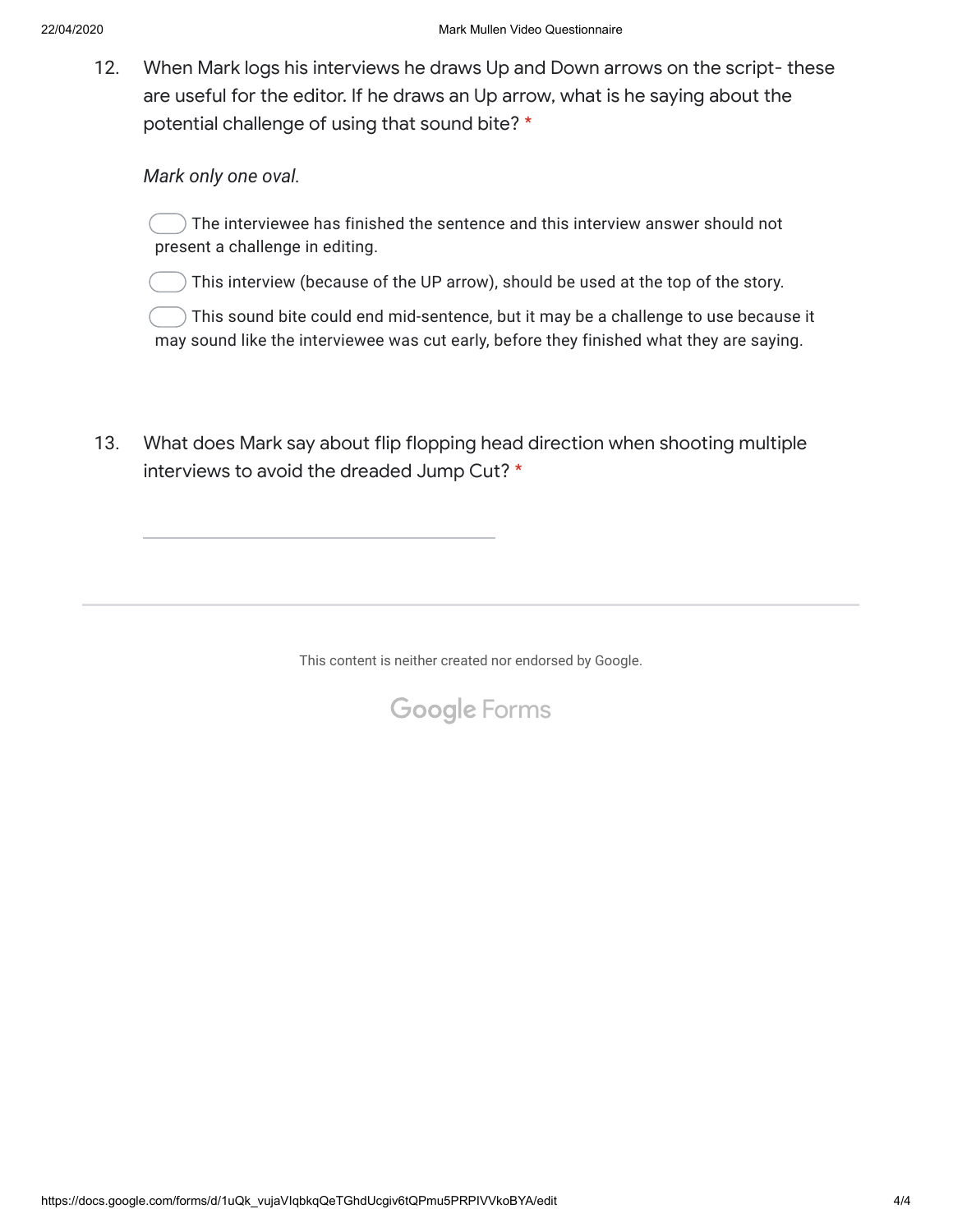12. When Mark logs his interviews he draws Up and Down arrows on the script- these are useful for the editor. If he draws an Up arrow, what is he saying about the potential challenge of using that sound bite? *

*Mark only one oval.*

- The interviewee has finished the sentence and this interview answer should not present a challenge in editing.
- This interview (because of the UP arrow), should be used at the top of the story.
- This sound bite could end mid-sentence, but it may be a challenge to use because it may sound like the interviewee was cut early, before they finished what they are saying.

13. What does Mark say about flip flopping head direction when shooting multiple interviews to avoid the dreaded Jump Cut? *

______________________________

This content is neither created nor endorsed by Google.

Google Forms